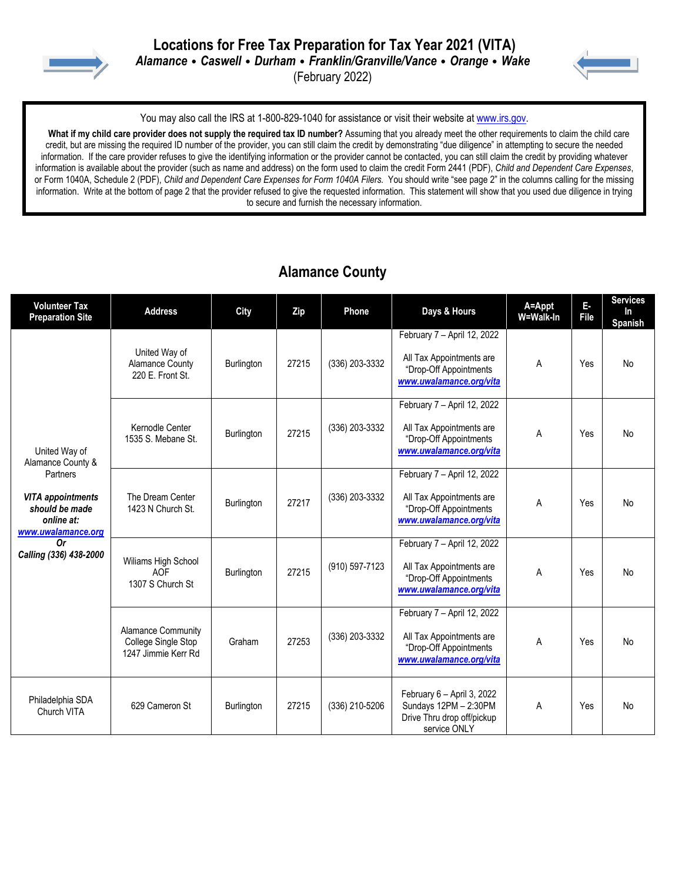# Locations for Free Tax Preparation for Tax Year 2021 (VITA)

***Alamance • Caswell • Durham • Franklin/Granville/Vance • Orange • Wake***

(February 2022)

You may also call the IRS at 1-800-829-1040 for assistance or visit their website at www.irs.gov.

**What if my child care provider does not supply the required tax ID number?** Assuming that you already meet the other requirements to claim the child care credit, but are missing the required ID number of the provider, you can still claim the credit by demonstrating "due diligence" in attempting to secure the needed information. If the care provider refuses to give the identifying information or the provider cannot be contacted, you can still claim the credit by providing whatever information is available about the provider (such as name and address) on the form used to claim the credit Form 2441 (PDF), *Child and Dependent Care Expenses*, or Form 1040A, Schedule 2 (PDF), *Child and Dependent Care Expenses for Form 1040A Filers.* You should write "see page 2" in the columns calling for the missing information. Write at the bottom of page 2 that the provider refused to give the requested information. This statement will show that you used due diligence in trying to secure and furnish the necessary information.

## Alamance County

| Volunteer Tax Preparation Site | Address | City | Zip | Phone | Days & Hours | A=Appt W=Walk-In | E-File | Services In Spanish |
|---|---|---|---|---|---|---|---|---|
| United Way of Alamance County & Partners<br>***VITA appointments should be made online at: www.uwalamance.org Or Calling (336) 438-2000*** | United Way of Alamance County 220 E. Front St. | Burlington | 27215 | (336) 203-3332 | February 7 – April 12, 2022<br>All Tax Appointments are "Drop-Off Appointments<br>www.uwalamance.org/vita | A | Yes | No |
| | Kernodle Center 1535 S. Mebane St. | Burlington | 27215 | (336) 203-3332 | February 7 – April 12, 2022<br>All Tax Appointments are "Drop-Off Appointments<br>www.uwalamance.org/vita | A | Yes | No |
| | The Dream Center 1423 N Church St. | Burlington | 27217 | (336) 203-3332 | February 7 – April 12, 2022<br>All Tax Appointments are "Drop-Off Appointments<br>www.uwalamance.org/vita | A | Yes | No |
| | Wiliams High School AOF 1307 S Church St | Burlington | 27215 | (910) 597-7123 | February 7 – April 12, 2022<br>All Tax Appointments are "Drop-Off Appointments<br>www.uwalamance.org/vita | A | Yes | No |
| | Alamance Community College Single Stop 1247 Jimmie Kerr Rd | Graham | 27253 | (336) 203-3332 | February 7 – April 12, 2022<br>All Tax Appointments are "Drop-Off Appointments<br>www.uwalamance.org/vita | A | Yes | No |
| Philadelphia SDA Church VITA | 629 Cameron St | Burlington | 27215 | (336) 210-5206 | February 6 – April 3, 2022 Sundays 12PM – 2:30PM Drive Thru drop off/pickup service ONLY | A | Yes | No |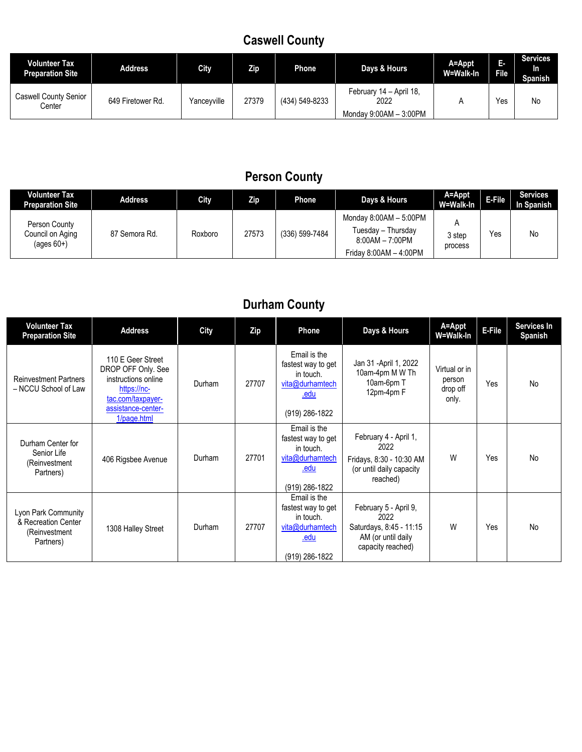## Caswell County

| Volunteer Tax Preparation Site | Address | City | Zip | Phone | Days & Hours | A=Appt W=Walk-In | E-File | Services In Spanish |
|---|---|---|---|---|---|---|---|---|
| Caswell County Senior Center | 649 Firetower Rd. | Yanceyville | 27379 | (434) 549-8233 | February 14 – April 18, 2022<br>Monday 9:00AM – 3:00PM | A | Yes | No |

## Person County

| Volunteer Tax Preparation Site | Address | City | Zip | Phone | Days & Hours | A=Appt W=Walk-In | E-File | Services In Spanish |
|---|---|---|---|---|---|---|---|---|
| Person County Council on Aging (ages 60+) | 87 Semora Rd. | Roxboro | 27573 | (336) 599-7484 | Monday 8:00AM – 5:00PM<br>Tuesday – Thursday 8:00AM – 7:00PM<br>Friday 8:00AM – 4:00PM | A<br>3 step process | Yes | No |

## Durham County

| Volunteer Tax Preparation Site | Address | City | Zip | Phone | Days & Hours | A=Appt W=Walk-In | E-File | Services In Spanish |
|---|---|---|---|---|---|---|---|---|
| Reinvestment Partners – NCCU School of Law | 110 E Geer Street DROP OFF Only. See instructions online https://nc-tac.com/taxpayer-assistance-center-1/page.html | Durham | 27707 | Email is the fastest way to get in touch. vita@durhamtech.edu<br>(919) 286-1822 | Jan 31 -April 1, 2022<br>10am-4pm M W Th<br>10am-6pm T<br>12pm-4pm F | Virtual or in person drop off only. | Yes | No |
| Durham Center for Senior Life (Reinvestment Partners) | 406 Rigsbee Avenue | Durham | 27701 | Email is the fastest way to get in touch. vita@durhamtech.edu<br>(919) 286-1822 | February 4 - April 1, 2022<br>Fridays, 8:30 - 10:30 AM (or until daily capacity reached) | W | Yes | No |
| Lyon Park Community & Recreation Center (Reinvestment Partners) | 1308 Halley Street | Durham | 27707 | Email is the fastest way to get in touch. vita@durhamtech.edu<br>(919) 286-1822 | February 5 - April 9, 2022<br>Saturdays, 8:45 - 11:15 AM (or until daily capacity reached) | W | Yes | No |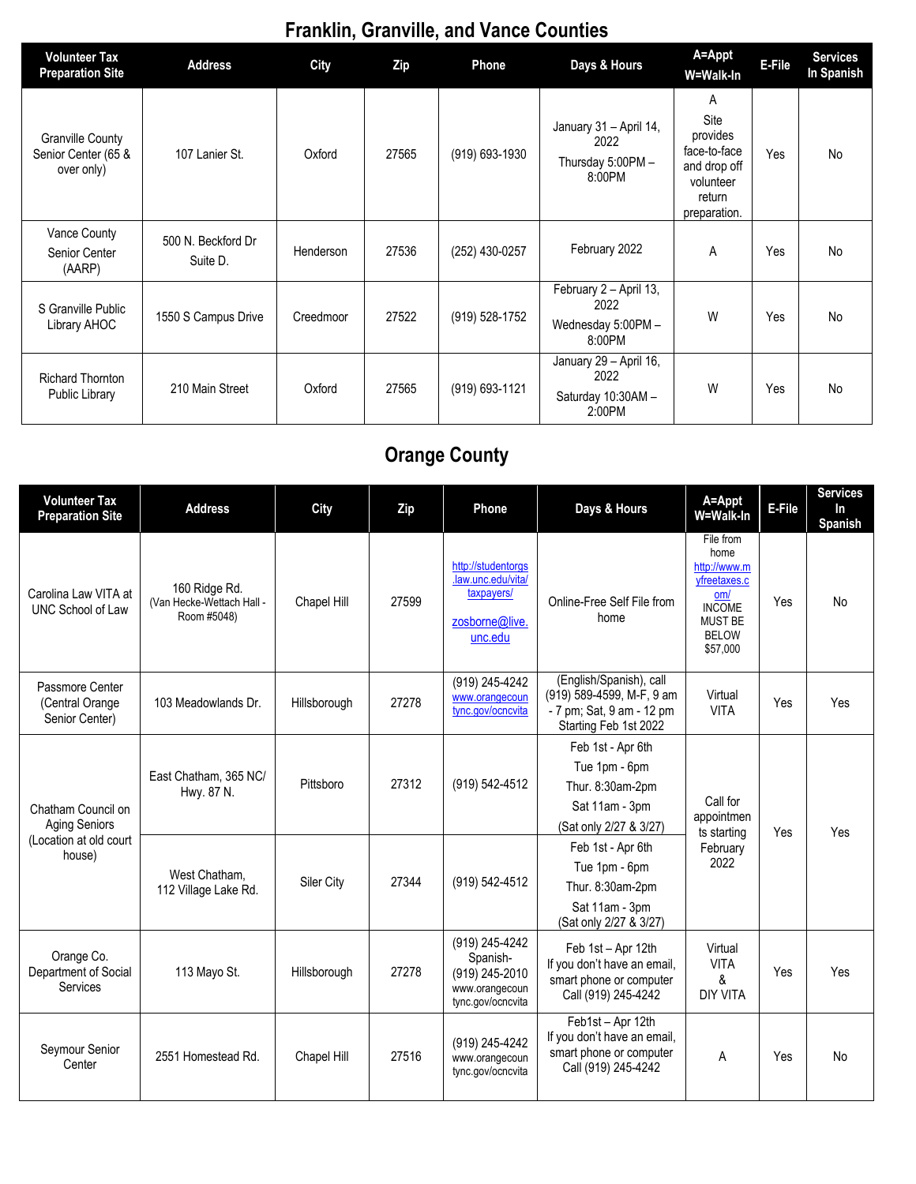## Franklin, Granville, and Vance Counties

| Volunteer Tax Preparation Site | Address | City | Zip | Phone | Days & Hours | A=Appt W=Walk-In | E-File | Services In Spanish |
|---|---|---|---|---|---|---|---|---|
| Granville County Senior Center (65 & over only) | 107 Lanier St. | Oxford | 27565 | (919) 693-1930 | January 31 – April 14, 2022<br>Thursday 5:00PM – 8:00PM | A<br>Site provides face-to-face and drop off volunteer return preparation. | Yes | No |
| Vance County Senior Center (AARP) | 500 N. Beckford Dr Suite D. | Henderson | 27536 | (252) 430-0257 | February 2022 | A | Yes | No |
| S Granville Public Library AHOC | 1550 S Campus Drive | Creedmoor | 27522 | (919) 528-1752 | February 2 – April 13, 2022<br>Wednesday 5:00PM – 8:00PM | W | Yes | No |
| Richard Thornton Public Library | 210 Main Street | Oxford | 27565 | (919) 693-1121 | January 29 – April 16, 2022<br>Saturday 10:30AM – 2:00PM | W | Yes | No |

## Orange County

| Volunteer Tax Preparation Site | Address | City | Zip | Phone | Days & Hours | A=Appt W=Walk-In | E-File | Services In Spanish |
|---|---|---|---|---|---|---|---|---|
| Carolina Law VITA at UNC School of Law | 160 Ridge Rd. (Van Hecke-Wettach Hall - Room #5048) | Chapel Hill | 27599 | http://studentorgs.law.unc.edu/vita/taxpayers/<br>zosborne@live.unc.edu | Online-Free Self File from home | File from home http://www.myfreetaxes.com/ INCOME MUST BE BELOW $57,000 | Yes | No |
| Passmore Center (Central Orange Senior Center) | 103 Meadowlands Dr. | Hillsborough | 27278 | (919) 245-4242<br>www.orangecountync.gov/ocncvita | (English/Spanish), call (919) 589-4599, M-F, 9 am - 7 pm; Sat, 9 am - 12 pm Starting Feb 1st 2022 | Virtual VITA | Yes | Yes |
| Chatham Council on Aging Seniors (Location at old court house) | East Chatham, 365 NC/ Hwy. 87 N. | Pittsboro | 27312 | (919) 542-4512 | Feb 1st - Apr 6th<br>Tue 1pm - 6pm<br>Thur. 8:30am-2pm<br>Sat 11am - 3pm<br>(Sat only 2/27 & 3/27) | Call for appointments starting February 2022 | Yes | Yes |
| | West Chatham, 112 Village Lake Rd. | Siler City | 27344 | (919) 542-4512 | Feb 1st - Apr 6th<br>Tue 1pm - 6pm<br>Thur. 8:30am-2pm<br>Sat 11am - 3pm<br>(Sat only 2/27 & 3/27) | | | |
| Orange Co. Department of Social Services | 113 Mayo St. | Hillsborough | 27278 | (919) 245-4242<br>Spanish-<br>(919) 245-2010<br>www.orangecountync.gov/ocncvita | Feb 1st – Apr 12th<br>If you don't have an email, smart phone or computer Call (919) 245-4242 | Virtual VITA & DIY VITA | Yes | Yes |
| Seymour Senior Center | 2551 Homestead Rd. | Chapel Hill | 27516 | (919) 245-4242<br>www.orangecountync.gov/ocncvita | Feb1st – Apr 12th<br>If you don't have an email, smart phone or computer Call (919) 245-4242 | A | Yes | No |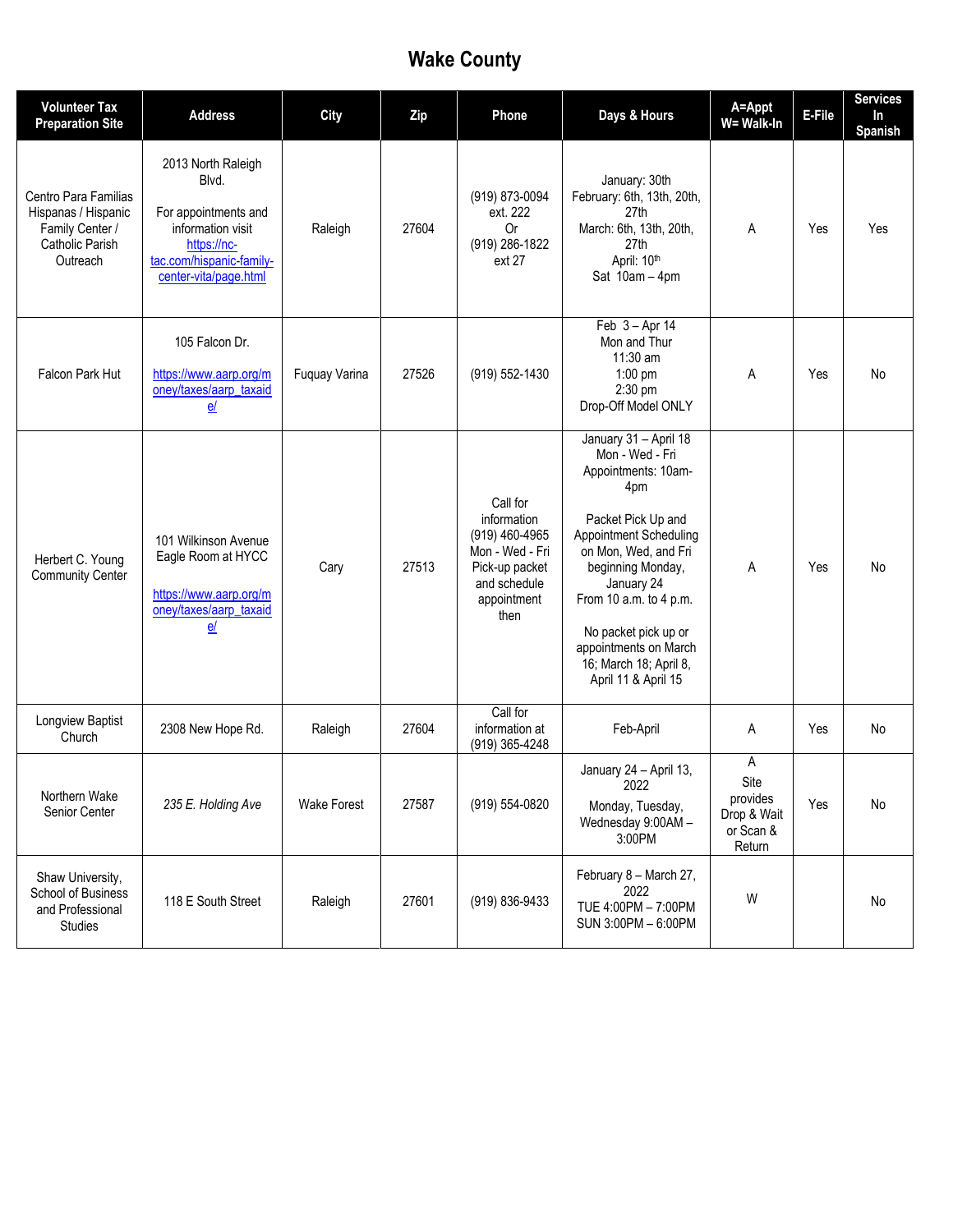# Wake County

| Volunteer Tax Preparation Site | Address | City | Zip | Phone | Days & Hours | A=Appt W= Walk-In | E-File | Services In Spanish |
|---|---|---|---|---|---|---|---|---|
| Centro Para Familias Hispanas / Hispanic Family Center / Catholic Parish Outreach | 2013 North Raleigh Blvd.<br><br>For appointments and information visit https://nc-tac.com/hispanic-family-center-vita/page.html | Raleigh | 27604 | (919) 873-0094 ext. 222<br>Or<br>(919) 286-1822 ext 27 | January: 30th<br>February: 6th, 13th, 20th, 27th<br>March: 6th, 13th, 20th, 27th<br>April: 10th<br>Sat 10am – 4pm | A | Yes | Yes |
| Falcon Park Hut | 105 Falcon Dr.<br><br>https://www.aarp.org/money/taxes/aarp_taxaide/ | Fuquay Varina | 27526 | (919) 552-1430 | Feb 3 – Apr 14<br>Mon and Thur<br>11:30 am<br>1:00 pm<br>2:30 pm<br>Drop-Off Model ONLY | A | Yes | No |
| Herbert C. Young Community Center | 101 Wilkinson Avenue Eagle Room at HYCC<br><br>https://www.aarp.org/money/taxes/aarp_taxaide/ | Cary | 27513 | Call for information (919) 460-4965 Mon - Wed - Fri Pick-up packet and schedule appointment then | January 31 – April 18<br>Mon - Wed - Fri<br>Appointments: 10am-4pm<br><br>Packet Pick Up and Appointment Scheduling on Mon, Wed, and Fri beginning Monday, January 24<br>From 10 a.m. to 4 p.m.<br><br>No packet pick up or appointments on March 16; March 18; April 8, April 11 & April 15 | A | Yes | No |
| Longview Baptist Church | 2308 New Hope Rd. | Raleigh | 27604 | Call for information at (919) 365-4248 | Feb-April | A | Yes | No |
| Northern Wake Senior Center | *235 E. Holding Ave* | Wake Forest | 27587 | (919) 554-0820 | January 24 – April 13, 2022<br>Monday, Tuesday, Wednesday 9:00AM – 3:00PM | A<br>Site provides Drop & Wait or Scan & Return | Yes | No |
| Shaw University, School of Business and Professional Studies | 118 E South Street | Raleigh | 27601 | (919) 836-9433 | February 8 – March 27, 2022<br>TUE 4:00PM – 7:00PM<br>SUN 3:00PM – 6:00PM | W | | No |